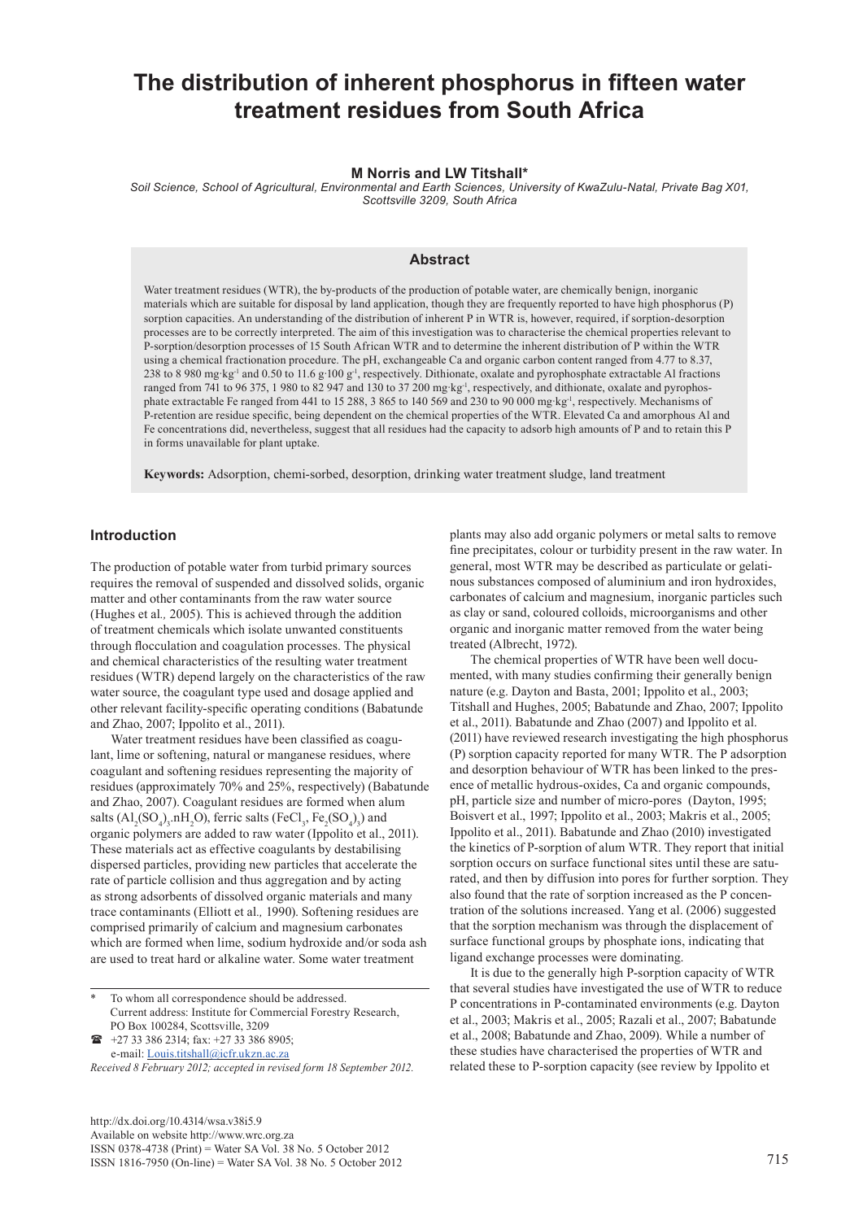# The distribution of inherent phosphorus in fifteen water treatment residues from South Africa

**M Norris and LW Titshall***

*Soil Science, School of Agricultural, Environmental and Earth Sciences, University of KwaZulu-Natal, Private Bag X01, Scottsville 3209, South Africa*

## Abstract

Water treatment residues (WTR), the by-products of the production of potable water, are chemically benign, inorganic materials which are suitable for disposal by land application, though they are frequently reported to have high phosphorus (P) sorption capacities. An understanding of the distribution of inherent P in WTR is, however, required, if sorption-desorption processes are to be correctly interpreted. The aim of this investigation was to characterise the chemical properties relevant to P-sorption/desorption processes of 15 South African WTR and to determine the inherent distribution of P within the WTR using a chemical fractionation procedure. The pH, exchangeable Ca and organic carbon content ranged from 4.77 to 8.37, 238 to 8 980 mg·kg$^{-1}$ and 0.50 to 11.6 g·100 g$^{-1}$, respectively. Dithionate, oxalate and pyrophosphate extractable Al fractions ranged from 741 to 96 375, 1 980 to 82 947 and 130 to 37 200 mg·kg$^{-1}$, respectively, and dithionate, oxalate and pyrophosphate extractable Fe ranged from 441 to 15 288, 3 865 to 140 569 and 230 to 90 000 mg·kg$^{-1}$, respectively. Mechanisms of P-retention are residue specific, being dependent on the chemical properties of the WTR. Elevated Ca and amorphous Al and Fe concentrations did, nevertheless, suggest that all residues had the capacity to adsorb high amounts of P and to retain this P in forms unavailable for plant uptake.

**Keywords:** Adsorption, chemi-sorbed, desorption, drinking water treatment sludge, land treatment

## Introduction

The production of potable water from turbid primary sources requires the removal of suspended and dissolved solids, organic matter and other contaminants from the raw water source (Hughes et al*.,* 2005). This is achieved through the addition of treatment chemicals which isolate unwanted constituents through flocculation and coagulation processes. The physical and chemical characteristics of the resulting water treatment residues (WTR) depend largely on the characteristics of the raw water source, the coagulant type used and dosage applied and other relevant facility-specific operating conditions (Babatunde and Zhao, 2007; Ippolito et al., 2011).

Water treatment residues have been classified as coagulant, lime or softening, natural or manganese residues, where coagulant and softening residues representing the majority of residues (approximately 70% and 25%, respectively) (Babatunde and Zhao, 2007). Coagulant residues are formed when alum salts ($Al_2(SO_4)_3.nH_2O$), ferric salts ($FeCl_3$, $Fe_2(SO_4)_3$) and organic polymers are added to raw water (Ippolito et al., 2011). These materials act as effective coagulants by destabilising dispersed particles, providing new particles that accelerate the rate of particle collision and thus aggregation and by acting as strong adsorbents of dissolved organic materials and many trace contaminants (Elliott et al*.,* 1990). Softening residues are comprised primarily of calcium and magnesium carbonates which are formed when lime, sodium hydroxide and/or soda ash are used to treat hard or alkaline water. Some water treatment plants may also add organic polymers or metal salts to remove fine precipitates, colour or turbidity present in the raw water. In general, most WTR may be described as particulate or gelatinous substances composed of aluminium and iron hydroxides, carbonates of calcium and magnesium, inorganic particles such as clay or sand, coloured colloids, microorganisms and other organic and inorganic matter removed from the water being treated (Albrecht, 1972).

The chemical properties of WTR have been well documented, with many studies confirming their generally benign nature (e.g. Dayton and Basta, 2001; Ippolito et al., 2003; Titshall and Hughes, 2005; Babatunde and Zhao, 2007; Ippolito et al., 2011). Babatunde and Zhao (2007) and Ippolito et al. (2011) have reviewed research investigating the high phosphorus (P) sorption capacity reported for many WTR. The P adsorption and desorption behaviour of WTR has been linked to the presence of metallic hydrous-oxides, Ca and organic compounds, pH, particle size and number of micro-pores (Dayton, 1995; Boisvert et al., 1997; Ippolito et al., 2003; Makris et al., 2005; Ippolito et al., 2011). Babatunde and Zhao (2010) investigated the kinetics of P-sorption of alum WTR. They report that initial sorption occurs on surface functional sites until these are saturated, and then by diffusion into pores for further sorption. They also found that the rate of sorption increased as the P concentration of the solutions increased. Yang et al. (2006) suggested that the sorption mechanism was through the displacement of surface functional groups by phosphate ions, indicating that ligand exchange processes were dominating.

It is due to the generally high P-sorption capacity of WTR that several studies have investigated the use of WTR to reduce P concentrations in P-contaminated environments (e.g. Dayton et al., 2003; Makris et al., 2005; Razali et al., 2007; Babatunde et al., 2008; Babatunde and Zhao, 2009). While a number of these studies have characterised the properties of WTR and related these to P-sorption capacity (see review by Ippolito et

---

\* To whom all correspondence should be addressed. Current address: Institute for Commercial Forestry Research, PO Box 100284, Scottsville, 3209

☎ +27 33 386 2314; fax: +27 33 386 8905;
e-mail: Louis.titshall@icfr.ukzn.ac.za

*Received 8 February 2012; accepted in revised form 18 September 2012.*

http://dx.doi.org/10.4314/wsa.v38i5.9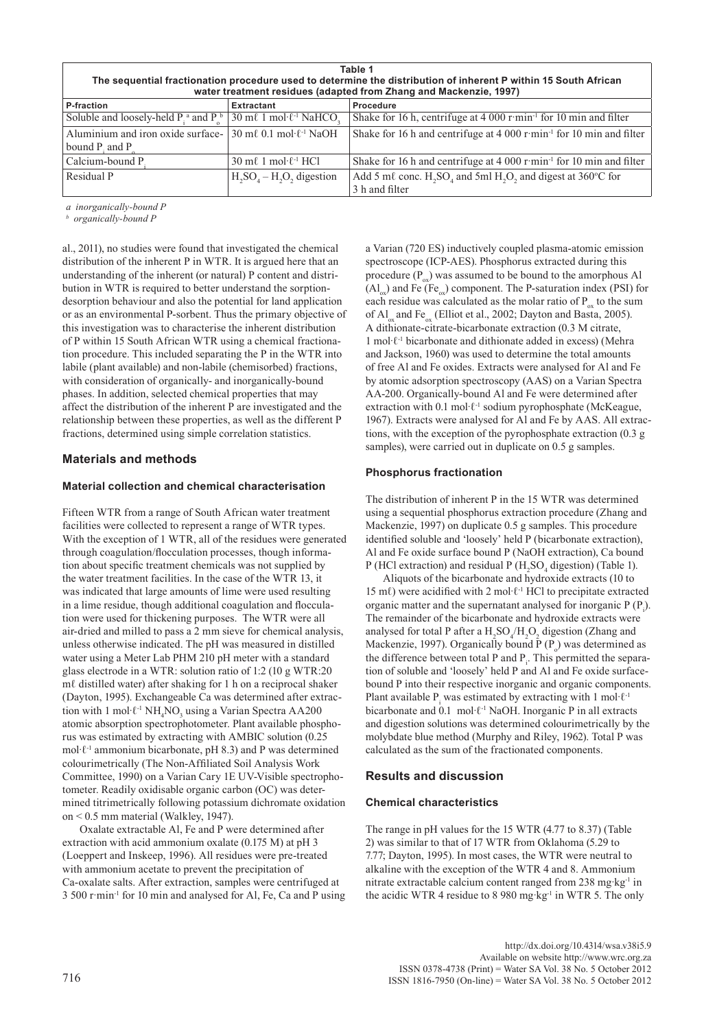**Table 1**
**The sequential fractionation procedure used to determine the distribution of inherent P within 15 South African water treatment residues (adapted from Zhang and Mackenzie, 1997)**

| P-fraction | Extractant | Procedure |
|---|---|---|
| Soluble and loosely-held $P_i$ [a] and $P_o$ [b] | 30 mℓ 1 mol·ℓ$^{-1}$ $NaHCO_3$ | Shake for 16 h, centrifuge at 4 000 r·min$^{-1}$ for 10 min and filter |
| Aluminium and iron oxide surface-bound $P_i$ and $P_o$ | 30 mℓ 0.1 mol·ℓ$^{-1}$ NaOH | Shake for 16 h and centrifuge at 4 000 r·min$^{-1}$ for 10 min and filter |
| Calcium-bound $P_i$ | 30 mℓ 1 mol·ℓ$^{-1}$ HCl | Shake for 16 h and centrifuge at 4 000 r·min$^{-1}$ for 10 min and filter |
| Residual P | $H_2SO_4$ – $H_2O_2$ digestion | Add 5 mℓ conc. $H_2SO_4$ and 5ml $H_2O_2$ and digest at 360°C for 3 h and filter |

*a inorganically-bound P*
*b organically-bound P*

al., 2011), no studies were found that investigated the chemical distribution of the inherent P in WTR. It is argued here that an understanding of the inherent (or natural) P content and distribution in WTR is required to better understand the sorption-desorption behaviour and also the potential for land application or as an environmental P-sorbent. Thus the primary objective of this investigation was to characterise the inherent distribution of P within 15 South African WTR using a chemical fractionation procedure. This included separating the P in the WTR into labile (plant available) and non-labile (chemisorbed) fractions, with consideration of organically- and inorganically-bound phases. In addition, selected chemical properties that may affect the distribution of the inherent P are investigated and the relationship between these properties, as well as the different P fractions, determined using simple correlation statistics.

## Materials and methods

### Material collection and chemical characterisation

Fifteen WTR from a range of South African water treatment facilities were collected to represent a range of WTR types. With the exception of 1 WTR, all of the residues were generated through coagulation/flocculation processes, though information about specific treatment chemicals was not supplied by the water treatment facilities. In the case of the WTR 13, it was indicated that large amounts of lime were used resulting in a lime residue, though additional coagulation and flocculation were used for thickening purposes. The WTR were all air-dried and milled to pass a 2 mm sieve for chemical analysis, unless otherwise indicated. The pH was measured in distilled water using a Meter Lab PHM 210 pH meter with a standard glass electrode in a WTR: solution ratio of 1:2 (10 g WTR:20 mℓ distilled water) after shaking for 1 h on a reciprocal shaker (Dayton, 1995). Exchangeable Ca was determined after extraction with 1 mol·ℓ$^{-1}$ $NH_4NO_3$ using a Varian Spectra AA200 atomic absorption spectrophotometer. Plant available phosphorus was estimated by extracting with AMBIC solution (0.25 mol·ℓ$^{-1}$ ammonium bicarbonate, pH 8.3) and P was determined colourimetrically (The Non-Affiliated Soil Analysis Work Committee, 1990) on a Varian Cary 1E UV-Visible spectrophotometer. Readily oxidisable organic carbon (OC) was determined titrimetrically following potassium dichromate oxidation on < 0.5 mm material (Walkley, 1947).

Oxalate extractable Al, Fe and P were determined after extraction with acid ammonium oxalate (0.175 M) at pH 3 (Loeppert and Inskeep, 1996). All residues were pre-treated with ammonium acetate to prevent the precipitation of Ca-oxalate salts. After extraction, samples were centrifuged at 3 500 r·min$^{-1}$ for 10 min and analysed for Al, Fe, Ca and P using a Varian (720 ES) inductively coupled plasma-atomic emission spectroscope (ICP-AES). Phosphorus extracted during this procedure ($P_{ox}$) was assumed to be bound to the amorphous Al ($Al_{ox}$) and Fe ($Fe_{ox}$) component. The P-saturation index (PSI) for each residue was calculated as the molar ratio of $P_{ox}$ to the sum of $Al_{ox}$ and $Fe_{ox}$ (Elliot et al., 2002; Dayton and Basta, 2005). A dithionate-citrate-bicarbonate extraction (0.3 M citrate, 1 mol·ℓ$^{-1}$ bicarbonate and dithionate added in excess) (Mehra and Jackson, 1960) was used to determine the total amounts of free Al and Fe oxides. Extracts were analysed for Al and Fe by atomic absorption spectroscopy (AAS) on a Varian Spectra AA-200. Organically-bound Al and Fe were determined after extraction with 0.1 mol·ℓ$^{-1}$ sodium pyrophosphate (McKeague, 1967). Extracts were analysed for Al and Fe by AAS. All extractions, with the exception of the pyrophosphate extraction (0.3 g samples), were carried out in duplicate on 0.5 g samples.

### Phosphorus fractionation

The distribution of inherent P in the 15 WTR was determined using a sequential phosphorus extraction procedure (Zhang and Mackenzie, 1997) on duplicate 0.5 g samples. This procedure identified soluble and 'loosely' held P (bicarbonate extraction), Al and Fe oxide surface bound P (NaOH extraction), Ca bound P (HCl extraction) and residual P ($H_2SO_4$ digestion) (Table 1).

Aliquots of the bicarbonate and hydroxide extracts (10 to 15 mℓ) were acidified with 2 mol·ℓ$^{-1}$ HCl to precipitate extracted organic matter and the supernatant analysed for inorganic P ($P_i$). The remainder of the bicarbonate and hydroxide extracts were analysed for total P after a $H_2SO_4$/$H_2O_2$ digestion (Zhang and Mackenzie, 1997). Organically bound P ($P_o$) was determined as the difference between total P and $P_i$. This permitted the separation of soluble and 'loosely' held P and Al and Fe oxide surface-bound P into their respective inorganic and organic components. Plant available $P_i$ was estimated by extracting with 1 mol·ℓ$^{-1}$ bicarbonate and 0.1 mol·ℓ$^{-1}$ NaOH. Inorganic P in all extracts and digestion solutions was determined colourimetrically by the molybdate blue method (Murphy and Riley, 1962). Total P was calculated as the sum of the fractionated components.

## Results and discussion

### Chemical characteristics

The range in pH values for the 15 WTR (4.77 to 8.37) (Table 2) was similar to that of 17 WTR from Oklahoma (5.29 to 7.77; Dayton, 1995). In most cases, the WTR were neutral to alkaline with the exception of the WTR 4 and 8. Ammonium nitrate extractable calcium content ranged from 238 mg·kg$^{-1}$ in the acidic WTR 4 residue to 8 980 mg·kg$^{-1}$ in WTR 5. The only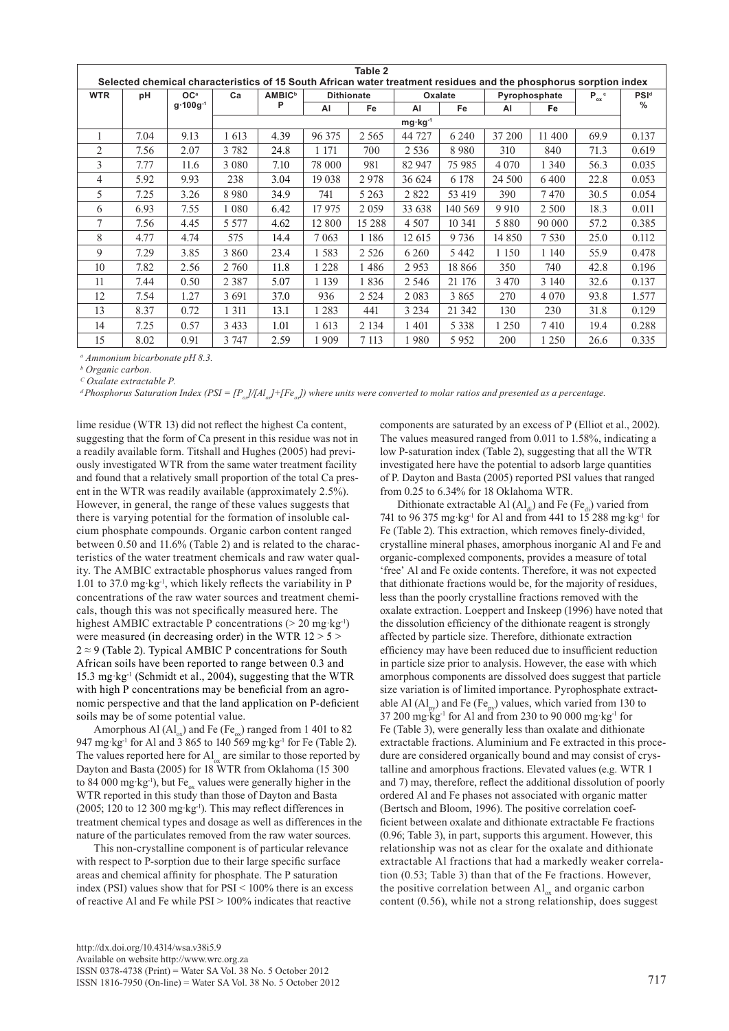**Table 2**
**Selected chemical characteristics of 15 South African water treatment residues and the phosphorus sorption index**

| WTR | pH | OC[a] $g \cdot 100g^{-1}$ | Ca | AMBIC[b] P | Dithionate | | Oxalate | | Pyrophosphate | | $P_{ox}$ [c] | PSI[d] % |
|---|---|---|---|---|---|---|---|---|---|---|---|---|
| | | | | | Al | Fe | Al | Fe | Al | Fe | | |
| | | | $mg \cdot kg^{-1}$ | | | | | | | | | |
| 1 | 7.04 | 9.13 | 1 613 | 4.39 | 96 375 | 2 565 | 44 727 | 6 240 | 37 200 | 11 400 | 69.9 | 0.137 |
| 2 | 7.56 | 2.07 | 3 782 | 24.8 | 1 171 | 700 | 2 536 | 8 980 | 310 | 840 | 71.3 | 0.619 |
| 3 | 7.77 | 11.6 | 3 080 | 7.10 | 78 000 | 981 | 82 947 | 75 985 | 4 070 | 1 340 | 56.3 | 0.035 |
| 4 | 5.92 | 9.93 | 238 | 3.04 | 19 038 | 2 978 | 36 624 | 6 178 | 24 500 | 6 400 | 22.8 | 0.053 |
| 5 | 7.25 | 3.26 | 8 980 | 34.9 | 741 | 5 263 | 2 822 | 53 419 | 390 | 7 470 | 30.5 | 0.054 |
| 6 | 6.93 | 7.55 | 1 080 | 6.42 | 17 975 | 2 059 | 33 638 | 140 569 | 9 910 | 2 500 | 18.3 | 0.011 |
| 7 | 7.56 | 4.45 | 5 577 | 4.62 | 12 800 | 15 288 | 4 507 | 10 341 | 5 880 | 90 000 | 57.2 | 0.385 |
| 8 | 4.77 | 4.74 | 575 | 14.4 | 7 063 | 1 186 | 12 615 | 9 736 | 14 850 | 7 530 | 25.0 | 0.112 |
| 9 | 7.29 | 3.85 | 3 860 | 23.4 | 1 583 | 2 526 | 6 260 | 5 442 | 1 150 | 1 140 | 55.9 | 0.478 |
| 10 | 7.82 | 2.56 | 2 760 | 11.8 | 1 228 | 1 486 | 2 953 | 18 866 | 350 | 740 | 42.8 | 0.196 |
| 11 | 7.44 | 0.50 | 2 387 | 5.07 | 1 139 | 1 836 | 2 546 | 21 176 | 3 470 | 3 140 | 32.6 | 0.137 |
| 12 | 7.54 | 1.27 | 3 691 | 37.0 | 936 | 2 524 | 2 083 | 3 865 | 270 | 4 070 | 93.8 | 1.577 |
| 13 | 8.37 | 0.72 | 1 311 | 13.1 | 1 283 | 441 | 3 234 | 21 342 | 130 | 230 | 31.8 | 0.129 |
| 14 | 7.25 | 0.57 | 3 433 | 1.01 | 1 613 | 2 134 | 1 401 | 5 338 | 1 250 | 7 410 | 19.4 | 0.288 |
| 15 | 8.02 | 0.91 | 3 747 | 2.59 | 1 909 | 7 113 | 1 980 | 5 952 | 200 | 1 250 | 26.6 | 0.335 |

[a] *Ammonium bicarbonate pH 8.3.*
[b] *Organic carbon.*
[c] *Oxalate extractable P.*
[d] *Phosphorus Saturation Index (PSI = $[P_{ox}]/[Al_{ox}]+[Fe_{ox}]$) where units were converted to molar ratios and presented as a percentage.*

lime residue (WTR 13) did not reflect the highest Ca content, suggesting that the form of Ca present in this residue was not in a readily available form. Titshall and Hughes (2005) had previously investigated WTR from the same water treatment facility and found that a relatively small proportion of the total Ca present in the WTR was readily available (approximately 2.5%). However, in general, the range of these values suggests that there is varying potential for the formation of insoluble calcium phosphate compounds. Organic carbon content ranged between 0.50 and 11.6% (Table 2) and is related to the characteristics of the water treatment chemicals and raw water quality. The AMBIC extractable phosphorus values ranged from 1.01 to 37.0 $mg \cdot kg^{-1}$, which likely reflects the variability in P concentrations of the raw water sources and treatment chemicals, though this was not specifically measured here. The highest AMBIC extractable P concentrations (> 20 $mg \cdot kg^{-1}$) were measured (in decreasing order) in the WTR 12 > 5 > 2 ≈ 9 (Table 2). Typical AMBIC P concentrations for South African soils have been reported to range between 0.3 and 15.3 $mg \cdot kg^{-1}$ (Schmidt et al., 2004), suggesting that the WTR with high P concentrations may be beneficial from an agronomic perspective and that the land application on P-deficient soils may be of some potential value.

Amorphous Al ($Al_{ox}$) and Fe ($Fe_{ox}$) ranged from 1 401 to 82 947 $mg \cdot kg^{-1}$ for Al and 3 865 to 140 569 $mg \cdot kg^{-1}$ for Fe (Table 2). The values reported here for $Al_{ox}$ are similar to those reported by Dayton and Basta (2005) for 18 WTR from Oklahoma (15 300 to 84 000 $mg \cdot kg^{-1}$), but $Fe_{ox}$ values were generally higher in the WTR reported in this study than those of Dayton and Basta (2005; 120 to 12 300 $mg \cdot kg^{-1}$). This may reflect differences in treatment chemical types and dosage as well as differences in the nature of the particulates removed from the raw water sources.

This non-crystalline component is of particular relevance with respect to P-sorption due to their large specific surface areas and chemical affinity for phosphate. The P saturation index (PSI) values show that for PSI < 100% there is an excess of reactive Al and Fe while PSI > 100% indicates that reactive components are saturated by an excess of P (Elliot et al., 2002). The values measured ranged from 0.011 to 1.58%, indicating a low P-saturation index (Table 2), suggesting that all the WTR investigated here have the potential to adsorb large quantities of P. Dayton and Basta (2005) reported PSI values that ranged from 0.25 to 6.34% for 18 Oklahoma WTR.

Dithionate extractable Al ($Al_{di}$) and Fe ($Fe_{di}$) varied from 741 to 96 375 $mg \cdot kg^{-1}$ for Al and from 441 to 15 288 $mg \cdot kg^{-1}$ for Fe (Table 2). This extraction, which removes finely-divided, crystalline mineral phases, amorphous inorganic Al and Fe and organic-complexed components, provides a measure of total 'free' Al and Fe oxide contents. Therefore, it was not expected that dithionate fractions would be, for the majority of residues, less than the poorly crystalline fractions removed with the oxalate extraction. Loeppert and Inskeep (1996) have noted that the dissolution efficiency of the dithionate reagent is strongly affected by particle size. Therefore, dithionate extraction efficiency may have been reduced due to insufficient reduction in particle size prior to analysis. However, the ease with which amorphous components are dissolved does suggest that particle size variation is of limited importance. Pyrophosphate extractable Al ($Al_{py}$) and Fe ($Fe_{py}$) values, which varied from 130 to 37 200 $mg \cdot kg^{-1}$ for Al and from 230 to 90 000 $mg \cdot kg^{-1}$ for Fe (Table 3), were generally less than oxalate and dithionate extractable fractions. Aluminium and Fe extracted in this procedure are considered organically bound and may consist of crystalline and amorphous fractions. Elevated values (e.g. WTR 1 and 7) may, therefore, reflect the additional dissolution of poorly ordered Al and Fe phases not associated with organic matter (Bertsch and Bloom, 1996). The positive correlation coefficient between oxalate and dithionate extractable Fe fractions (0.96; Table 3), in part, supports this argument. However, this relationship was not as clear for the oxalate and dithionate extractable Al fractions that had a markedly weaker correlation (0.53; Table 3) than that of the Fe fractions. However, the positive correlation between $Al_{ox}$ and organic carbon content (0.56), while not a strong relationship, does suggest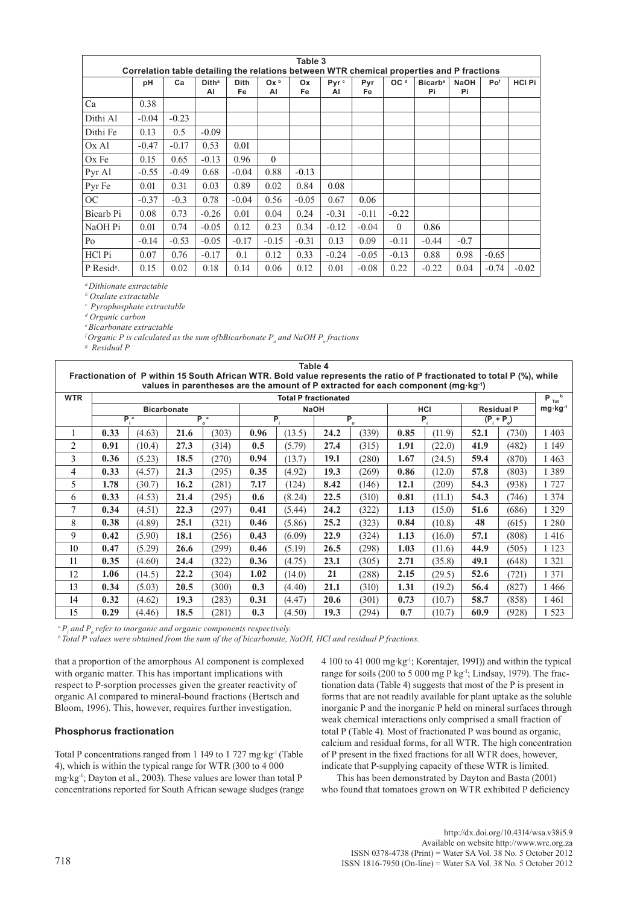**Table 3**
**Correlation table detailing the relations between WTR chemical properties and P fractions**

| | pH | Ca | Dith[a] Al | Dith Fe | Ox[b] Al | Ox Fe | Pyr[c] Al | Pyr Fe | OC[d] | Bicarb[e] Pi | NaOH Pi | Po[f] | HCl Pi |
|---|---|---|---|---|---|---|---|---|---|---|---|---|---|
| Ca | 0.38 | | | | | | | | | | | | |
| Dithi Al | -0.04 | -0.23 | | | | | | | | | | | |
| Dithi Fe | 0.13 | 0.5 | -0.09 | | | | | | | | | | |
| Ox Al | -0.47 | -0.17 | 0.53 | 0.01 | | | | | | | | | |
| Ox Fe | 0.15 | 0.65 | -0.13 | 0.96 | 0 | | | | | | | | |
| Pyr Al | -0.55 | -0.49 | 0.68 | -0.04 | 0.88 | -0.13 | | | | | | | |
| Pyr Fe | 0.01 | 0.31 | 0.03 | 0.89 | 0.02 | 0.84 | 0.08 | | | | | | |
| OC | -0.37 | -0.3 | 0.78 | -0.04 | 0.56 | -0.05 | 0.67 | 0.06 | | | | | |
| Bicarb Pi | 0.08 | 0.73 | -0.26 | 0.01 | 0.04 | 0.24 | -0.31 | -0.11 | -0.22 | | | | |
| NaOH Pi | 0.01 | 0.74 | -0.05 | 0.12 | 0.23 | 0.34 | -0.12 | -0.04 | 0 | 0.86 | | | |
| Po | -0.14 | -0.53 | -0.05 | -0.17 | -0.15 | -0.31 | 0.13 | 0.09 | -0.11 | -0.44 | -0.7 | | |
| HCl Pi | 0.07 | 0.76 | -0.17 | 0.1 | 0.12 | 0.33 | -0.24 | -0.05 | -0.13 | 0.88 | 0.98 | -0.65 | |
| P Resid[g]. | 0.15 | 0.02 | 0.18 | 0.14 | 0.06 | 0.12 | 0.01 | -0.08 | 0.22 | -0.22 | 0.04 | -0.74 | -0.02 |

[a] *Dithionate extractable*
[b] *Oxalate extractable*
[c] *Pyrophosphate extractable*
[d] *Organic carbon*
[e] *Bicarbonate extractable*
[f] *Organic P is calculated as the sum ofbBicarbonate $P_o$ and NaOH $P_o$ fractions*
[g] *Residual P*

**Table 4**
**Fractionation of P within 15 South African WTR. Bold value represents the ratio of P fractionated to total P (%), while values in parentheses are the amount of P extracted for each component (mg·kg⁻¹)**

| WTR | Total P fractionated | | | | | | | | | | | | $P_{Tot}$[b] mg·kg⁻¹ |
|---|---|---|---|---|---|---|---|---|---|---|---|---|---|
| | Bicarbonate | | | | NaOH | | | | HCl | | Residual P | | |
| | $P_i$[a] | | $P_o$[a] | | $P_i$ | | $P_o$ | | $P_i$ | | $(P_i + P_o)$ | | |
| 1 | **0.33** | (4.63) | **21.6** | (303) | **0.96** | (13.5) | **24.2** | (339) | **0.85** | (11.9) | **52.1** | (730) | 1 403 |
| 2 | **0.91** | (10.4) | **27.3** | (314) | **0.5** | (5.79) | **27.4** | (315) | **1.91** | (22.0) | **41.9** | (482) | 1 149 |
| 3 | **0.36** | (5.23) | **18.5** | (270) | **0.94** | (13.7) | **19.1** | (280) | **1.67** | (24.5) | **59.4** | (870) | 1 463 |
| 4 | **0.33** | (4.57) | **21.3** | (295) | **0.35** | (4.92) | **19.3** | (269) | **0.86** | (12.0) | **57.8** | (803) | 1 389 |
| 5 | **1.78** | (30.7) | **16.2** | (281) | **7.17** | (124) | **8.42** | (146) | **12.1** | (209) | **54.3** | (938) | 1 727 |
| 6 | **0.33** | (4.53) | **21.4** | (295) | **0.6** | (8.24) | **22.5** | (310) | **0.81** | (11.1) | **54.3** | (746) | 1 374 |
| 7 | **0.34** | (4.51) | **22.3** | (297) | **0.41** | (5.44) | **24.2** | (322) | **1.13** | (15.0) | **51.6** | (686) | 1 329 |
| 8 | **0.38** | (4.89) | **25.1** | (321) | **0.46** | (5.86) | **25.2** | (323) | **0.84** | (10.8) | **48** | (615) | 1 280 |
| 9 | **0.42** | (5.90) | **18.1** | (256) | **0.43** | (6.09) | **22.9** | (324) | **1.13** | (16.0) | **57.1** | (808) | 1 416 |
| 10 | **0.47** | (5.29) | **26.6** | (299) | **0.46** | (5.19) | **26.5** | (298) | **1.03** | (11.6) | **44.9** | (505) | 1 123 |
| 11 | **0.35** | (4.60) | **24.4** | (322) | **0.36** | (4.75) | **23.1** | (305) | **2.71** | (35.8) | **49.1** | (648) | 1 321 |
| 12 | **1.06** | (14.5) | **22.2** | (304) | **1.02** | (14.0) | **21** | (288) | **2.15** | (29.5) | **52.6** | (721) | 1 371 |
| 13 | **0.34** | (5.03) | **20.5** | (300) | **0.3** | (4.40) | **21.1** | (310) | **1.31** | (19.2) | **56.4** | (827) | 1 466 |
| 14 | **0.32** | (4.62) | **19.3** | (283) | **0.31** | (4.47) | **20.6** | (301) | **0.73** | (10.7) | **58.7** | (858) | 1 461 |
| 15 | **0.29** | (4.46) | **18.5** | (281) | **0.3** | (4.50) | **19.3** | (294) | **0.7** | (10.7) | **60.9** | (928) | 1 523 |

[a] *$P_i$ and $P_o$ refer to inorganic and organic components respectively.*
[b] *Total P values were obtained from the sum of the of bicarbonate, NaOH, HCl and residual P fractions.*

that a proportion of the amorphous Al component is complexed with organic matter. This has important implications with respect to P-sorption processes given the greater reactivity of organic Al compared to mineral-bound fractions (Bertsch and Bloom, 1996). This, however, requires further investigation.

### Phosphorus fractionation

Total P concentrations ranged from 1 149 to 1 727 mg·kg⁻¹ (Table 4), which is within the typical range for WTR (300 to 4 000 mg·kg⁻¹; Dayton et al., 2003). These values are lower than total P concentrations reported for South African sewage sludges (range 4 100 to 41 000 mg·kg⁻¹; Korentajer, 1991)) and within the typical range for soils (200 to 5 000 mg P kg⁻¹; Lindsay, 1979). The fractionation data (Table 4) suggests that most of the P is present in forms that are not readily available for plant uptake as the soluble inorganic P and the inorganic P held on mineral surfaces through weak chemical interactions only comprised a small fraction of total P (Table 4). Most of fractionated P was bound as organic, calcium and residual forms, for all WTR. The high concentration of P present in the fixed fractions for all WTR does, however, indicate that P-supplying capacity of these WTR is limited.

This has been demonstrated by Dayton and Basta (2001) who found that tomatoes grown on WTR exhibited P deficiency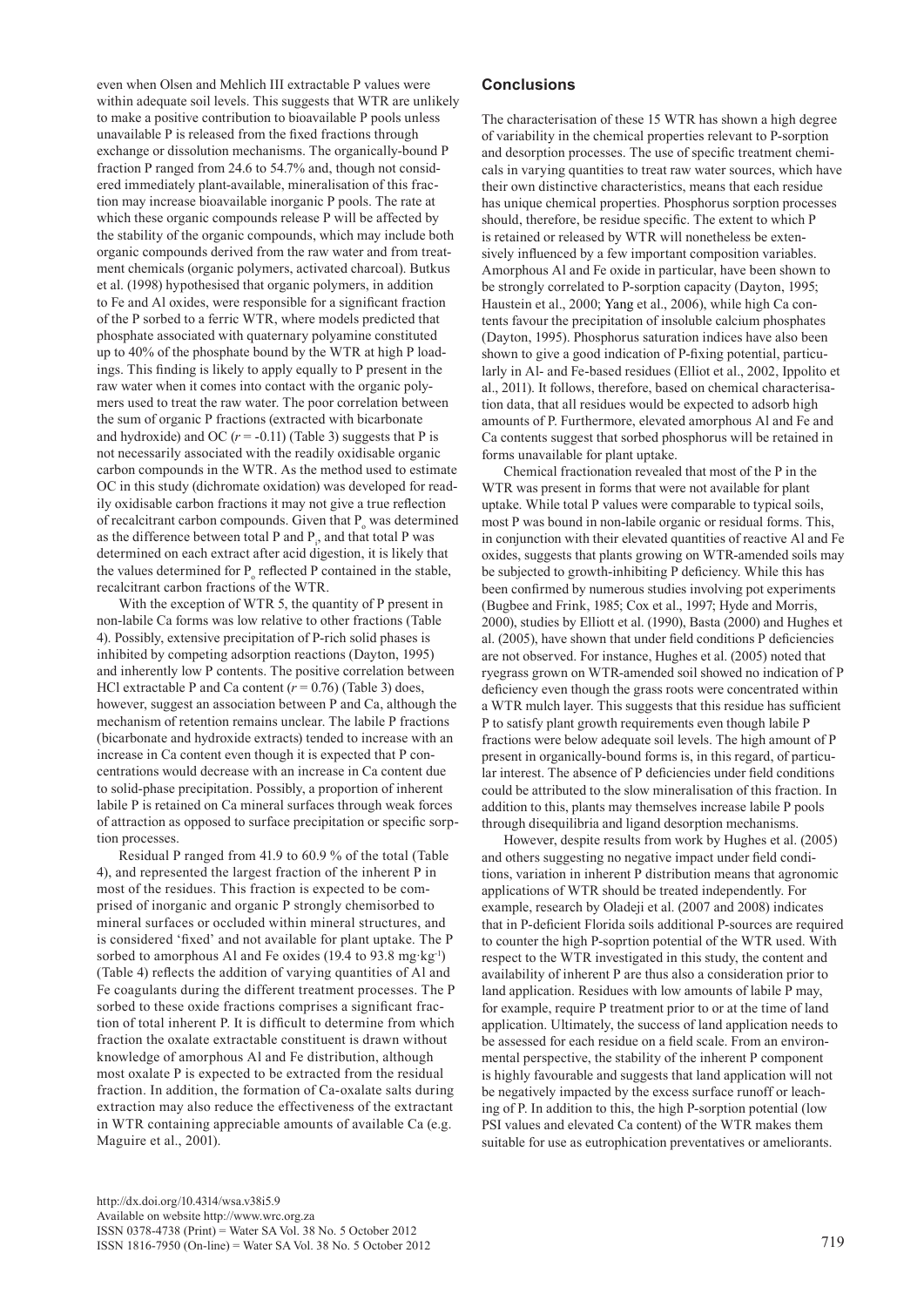even when Olsen and Mehlich III extractable P values were within adequate soil levels. This suggests that WTR are unlikely to make a positive contribution to bioavailable P pools unless unavailable P is released from the fixed fractions through exchange or dissolution mechanisms. The organically-bound P fraction P ranged from 24.6 to 54.7% and, though not considered immediately plant-available, mineralisation of this fraction may increase bioavailable inorganic P pools. The rate at which these organic compounds release P will be affected by the stability of the organic compounds, which may include both organic compounds derived from the raw water and from treatment chemicals (organic polymers, activated charcoal). Butkus et al. (1998) hypothesised that organic polymers, in addition to Fe and Al oxides, were responsible for a significant fraction of the P sorbed to a ferric WTR, where models predicted that phosphate associated with quaternary polyamine constituted up to 40% of the phosphate bound by the WTR at high P loadings. This finding is likely to apply equally to P present in the raw water when it comes into contact with the organic polymers used to treat the raw water. The poor correlation between the sum of organic P fractions (extracted with bicarbonate and hydroxide) and OC ($r$ = -0.11) (Table 3) suggests that P is not necessarily associated with the readily oxidisable organic carbon compounds in the WTR. As the method used to estimate OC in this study (dichromate oxidation) was developed for readily oxidisable carbon fractions it may not give a true reflection of recalcitrant carbon compounds. Given that $P_o$ was determined as the difference between total P and $P_i$, and that total P was determined on each extract after acid digestion, it is likely that the values determined for $P_o$ reflected P contained in the stable, recalcitrant carbon fractions of the WTR.

With the exception of WTR 5, the quantity of P present in non-labile Ca forms was low relative to other fractions (Table 4). Possibly, extensive precipitation of P-rich solid phases is inhibited by competing adsorption reactions (Dayton, 1995) and inherently low P contents. The positive correlation between HCl extractable P and Ca content ($r$ = 0.76) (Table 3) does, however, suggest an association between P and Ca, although the mechanism of retention remains unclear. The labile P fractions (bicarbonate and hydroxide extracts) tended to increase with an increase in Ca content even though it is expected that P concentrations would decrease with an increase in Ca content due to solid-phase precipitation. Possibly, a proportion of inherent labile P is retained on Ca mineral surfaces through weak forces of attraction as opposed to surface precipitation or specific sorption processes.

Residual P ranged from 41.9 to 60.9 % of the total (Table 4), and represented the largest fraction of the inherent P in most of the residues. This fraction is expected to be comprised of inorganic and organic P strongly chemisorbed to mineral surfaces or occluded within mineral structures, and is considered 'fixed' and not available for plant uptake. The P sorbed to amorphous Al and Fe oxides (19.4 to 93.8 $mg \cdot kg^{-1}$) (Table 4) reflects the addition of varying quantities of Al and Fe coagulants during the different treatment processes. The P sorbed to these oxide fractions comprises a significant fraction of total inherent P. It is difficult to determine from which fraction the oxalate extractable constituent is drawn without knowledge of amorphous Al and Fe distribution, although most oxalate P is expected to be extracted from the residual fraction. In addition, the formation of Ca-oxalate salts during extraction may also reduce the effectiveness of the extractant in WTR containing appreciable amounts of available Ca (e.g. Maguire et al., 2001).

## Conclusions

The characterisation of these 15 WTR has shown a high degree of variability in the chemical properties relevant to P-sorption and desorption processes. The use of specific treatment chemicals in varying quantities to treat raw water sources, which have their own distinctive characteristics, means that each residue has unique chemical properties. Phosphorus sorption processes should, therefore, be residue specific. The extent to which P is retained or released by WTR will nonetheless be extensively influenced by a few important composition variables. Amorphous Al and Fe oxide in particular, have been shown to be strongly correlated to P-sorption capacity (Dayton, 1995; Haustein et al., 2000; Yang et al., 2006), while high Ca contents favour the precipitation of insoluble calcium phosphates (Dayton, 1995). Phosphorus saturation indices have also been shown to give a good indication of P-fixing potential, particularly in Al- and Fe-based residues (Elliot et al., 2002, Ippolito et al., 2011). It follows, therefore, based on chemical characterisation data, that all residues would be expected to adsorb high amounts of P. Furthermore, elevated amorphous Al and Fe and Ca contents suggest that sorbed phosphorus will be retained in forms unavailable for plant uptake.

Chemical fractionation revealed that most of the P in the WTR was present in forms that were not available for plant uptake. While total P values were comparable to typical soils, most P was bound in non-labile organic or residual forms. This, in conjunction with their elevated quantities of reactive Al and Fe oxides, suggests that plants growing on WTR-amended soils may be subjected to growth-inhibiting P deficiency. While this has been confirmed by numerous studies involving pot experiments (Bugbee and Frink, 1985; Cox et al., 1997; Hyde and Morris, 2000), studies by Elliott et al. (1990), Basta (2000) and Hughes et al. (2005), have shown that under field conditions P deficiencies are not observed. For instance, Hughes et al. (2005) noted that ryegrass grown on WTR-amended soil showed no indication of P deficiency even though the grass roots were concentrated within a WTR mulch layer. This suggests that this residue has sufficient P to satisfy plant growth requirements even though labile P fractions were below adequate soil levels. The high amount of P present in organically-bound forms is, in this regard, of particular interest. The absence of P deficiencies under field conditions could be attributed to the slow mineralisation of this fraction. In addition to this, plants may themselves increase labile P pools through disequilibria and ligand desorption mechanisms.

However, despite results from work by Hughes et al. (2005) and others suggesting no negative impact under field conditions, variation in inherent P distribution means that agronomic applications of WTR should be treated independently. For example, research by Oladeji et al. (2007 and 2008) indicates that in P-deficient Florida soils additional P-sources are required to counter the high P-soprtion potential of the WTR used. With respect to the WTR investigated in this study, the content and availability of inherent P are thus also a consideration prior to land application. Residues with low amounts of labile P may, for example, require P treatment prior to or at the time of land application. Ultimately, the success of land application needs to be assessed for each residue on a field scale. From an environmental perspective, the stability of the inherent P component is highly favourable and suggests that land application will not be negatively impacted by the excess surface runoff or leaching of P. In addition to this, the high P-sorption potential (low PSI values and elevated Ca content) of the WTR makes them suitable for use as eutrophication preventatives or ameliorants.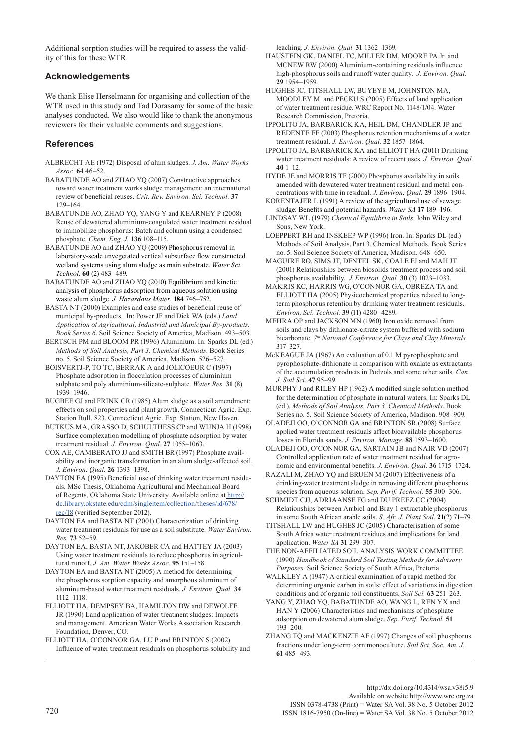Additional sorption studies will be required to assess the validity of this for these WTR.

## Acknowledgements

We thank Elise Herselmann for organising and collection of the WTR used in this study and Tad Dorasamy for some of the basic analyses conducted. We also would like to thank the anonymous reviewers for their valuable comments and suggestions.

## References

ALBRECHT AE (1972) Disposal of alum sludges. *J. Am. Water Works Assoc.* **64** 46–52.

BABATUNDE AO and ZHAO YQ (2007) Constructive approaches toward water treatment works sludge management: an international review of beneficial reuses. *Crit. Rev. Environ. Sci. Technol.* **37** 129–164.

BABATUNDE AO, ZHAO YQ, YANG Y and KEARNEY P (2008) Reuse of dewatered aluminium-coagulated water treatment residual to immobilize phosphorus: Batch and column using a condensed phosphate. *Chem. Eng. J.* **136** 108–115.

BABATUNDE AO and ZHAO YQ (2009) Phosphorus removal in laboratory-scale unvegetated vertical subsurface flow constructed wetland systems using alum sludge as main substrate. *Water Sci. Technol.* **60** (2) 483–489.

BABATUNDE AO and ZHAO YQ (2010) Equilibrium and kinetic analysis of phosphorus adsorption from aqueous solution using waste alum sludge. *J. Hazardous Mater.* **184** 746–752.

BASTA NT (2000) Examples and case studies of beneficial reuse of municipal by-products. In: Power JF and Dick WA (eds.) *Land Application of Agricultural, Industrial and Municipal By-products. Book Series 6*. Soil Science Society of America, Madison. 493–503.

BERTSCH PM and BLOOM PR (1996) Aluminium. In: Sparks DL (ed.) *Methods of Soil Analysis, Part 3. Chemical Methods*. Book Series no. 5. Soil Science Society of America, Madison. 526–527.

BOISVERTJ-P, TO TC, BERRAK A and JOLICOEUR C (1997) Phosphate adsorption in flocculation processes of aluminium sulphate and poly aluminium-silicate-sulphate. *Water Res.* **31** (8) 1939–1946.

BUGBEE GJ and FRINK CR (1985) Alum sludge as a soil amendment: effects on soil properties and plant growth. Connecticut Agric. Exp. Station Bull. 823. Connecticut Agric. Exp. Station, New Haven.

BUTKUS MA, GRASSO D, SCHULTHESS CP and WIJNJA H (1998) Surface complexation modelling of phosphate adsorption by water treatment residual. *J. Environ. Qual.* **27** 1055–1063.

COX AE, CAMBERATO JJ and SMITH BR (1997) Phosphate availability and inorganic transformation in an alum sludge-affected soil. *J. Environ. Qual*. **26** 1393–1398.

DAYTON EA (1995) Beneficial use of drinking water treatment residuals. MSc Thesis, Oklahoma Agricultural and Mechanical Board of Regents, Oklahoma State University. Available online at http://dc.library.okstate.edu/cdm/singleitem/collection/theses/id/678/rec/18 (verified September 2012).

DAYTON EA and BASTA NT (2001) Characterization of drinking water treatment residuals for use as a soil substitute. *Water Environ. Res.* **73** 52–59.

DAYTON EA, BASTA NT, JAKOBER CA and HATTEY JA (2003) Using water treatment residuals to reduce phosphorus in agricultural runoff. *J. Am. Water Works Assoc.* **95** 151–158.

DAYTON EA and BASTA NT (2005) A method for determining the phosphorus sorption capacity and amorphous aluminum of aluminum-based water treatment residuals. *J. Environ. Qual.* **34** 1112–1118.

ELLIOTT HA, DEMPSEY BA, HAMILTON DW and DEWOLFE JR (1990) Land application of water treatment sludges: Impacts and management. American Water Works Association Research Foundation, Denver, CO.

ELLIOTT HA, O'CONNOR GA, LU P and BRINTON S (2002) Influence of water treatment residuals on phosphorus solubility and leaching. *J. Environ. Qual.* **31** 1362–1369.

HAUSTEIN GK, DANIEL TC, MILLER DM, MOORE PA Jr. and MCNEW RW (2000) Aluminium-containing residuals influence high-phosphorus soils and runoff water quality. *J. Environ. Qual.* **29** 1954–1959.

HUGHES JC, TITSHALL LW, BUYEYE M, JOHNSTON MA, MOODLEY M and PECKU S (2005) Effects of land application of water treatment residue. WRC Report No. 1148/1/04. Water Research Commission, Pretoria.

IPPOLITO JA, BARBARICK KA, HEIL DM, CHANDLER JP and REDENTE EF (2003) Phosphorus retention mechanisms of a water treatment residual. *J. Environ. Qual.* **32** 1857–1864.

IPPOLITO JA, BARBARICK KA and ELLIOTT HA (2011) Drinking water treatment residuals: A review of recent uses. *J. Environ. Qual.* **40** 1–12.

HYDE JE and MORRIS TF (2000) Phosphorus availability in soils amended with dewatered water treatment residual and metal concentrations with time in residual. *J. Environ. Qual.* **29** 1896–1904.

KORENTAJER L (1991) A review of the agricultural use of sewage sludge: Benefits and potential hazards. *Water SA* **17** 189–196.

LINDSAY WL (1979) *Chemical Equilibria in Soils*. John Wiley and Sons, New York.

LOEPPERT RH and INSKEEP WP (1996) Iron. In: Sparks DL (ed.) Methods of Soil Analysis, Part 3. Chemical Methods. Book Series no. 5. Soil Science Society of America, Madison. 648–650.

MAGUIRE RO, SIMS JT, DENTEL SK, COALE FJ and MAH JT (2001) Relationships between biosolids treatment process and soil phosphorus availability. *J. Environ. Qual.* **30** (3) 1023–1033.

MAKRIS KC, HARRIS WG, O'CONNOR GA, OBREZA TA and ELLIOTT HA (2005) Physicochemical properties related to long-term phosphorus retention by drinking water treatment residuals. *Environ. Sci. Technol.* **39** (11) 4280–4289.

MEHRA OP and JACKSON MN (1960) Iron oxide removal from soils and clays by dithionate-citrate system buffered with sodium bicarbonate. *7th National Conference for Clays and Clay Minerals* 317–327.

McKEAGUE JA (1967) An evaluation of 0.1 M pyrophosphate and pyrophosphate-dithionate in comparison with oxalate as extractants of the accumulation products in Podzols and some other soils. *Can. J. Soil Sci.* **47** 95–99.

MURPHY J and RILEY HP (1962) A modified single solution method for the determination of phosphate in natural waters. In: Sparks DL (ed.). *Methods of Soil Analysis, Part 3. Chemical Methods*. Book Series no. 5. Soil Science Society of America, Madison. 908–909.

OLADEJI OO, O'CONNOR GA and BRINTON SR (2008) Surface applied water treatment residuals affect bioavailable phosphorus losses in Florida sands. *J. Environ. Manage.* **88** 1593–1600.

OLADEJI OO, O'CONNOR GA, SARTAIN JB and NAIR VD (2007) Controlled application rate of water treatment residual for agronomic and environmental benefits. *J. Environ. Qual.* **36** 1715–1724.

RAZALI M, ZHAO YQ and BRUEN M (2007) Effectiveness of a drinking-water treatment sludge in removing different phosphorus species from aqueous solution. *Sep. Purif. Technol.* **55** 300–306.

SCHMIDT CJJ, ADRIAANSE FG and DU PREEZ CC (2004) Relationships between Ambic1 and Bray 1 extractable phosphorus in some South African arable soils. *S. Afr. J. Plant Soil.* **21**(2) 71–79.

TITSHALL LW and HUGHES JC (2005) Characterisation of some South Africa water treatment residues and implications for land application. *Water SA* **31** 299–307.

THE NON-AFFILIATED SOIL ANALYSIS WORK COMMITTEE (1990) *Handbook of Standard Soil Testing Methods for Advisory Purposes.* Soil Science Society of South Africa, Pretoria.

WALKLEY A (1947) A critical examination of a rapid method for determining organic carbon in soils: effect of variations in digestion conditions and of organic soil constituents. *Soil Sci.* **63** 251–263.

YANG Y, ZHAO YQ, BABATUNDE AO, WANG L, REN YX and HAN Y (2006) Characteristics and mechanisms of phosphate adsorption on dewatered alum sludge. *Sep. Purif. Technol.* **51** 193–200.

ZHANG TQ and MACKENZIE AF (1997) Changes of soil phosphorus fractions under long-term corn monoculture. *Soil Sci. Soc. Am. J.* **61** 485–493.